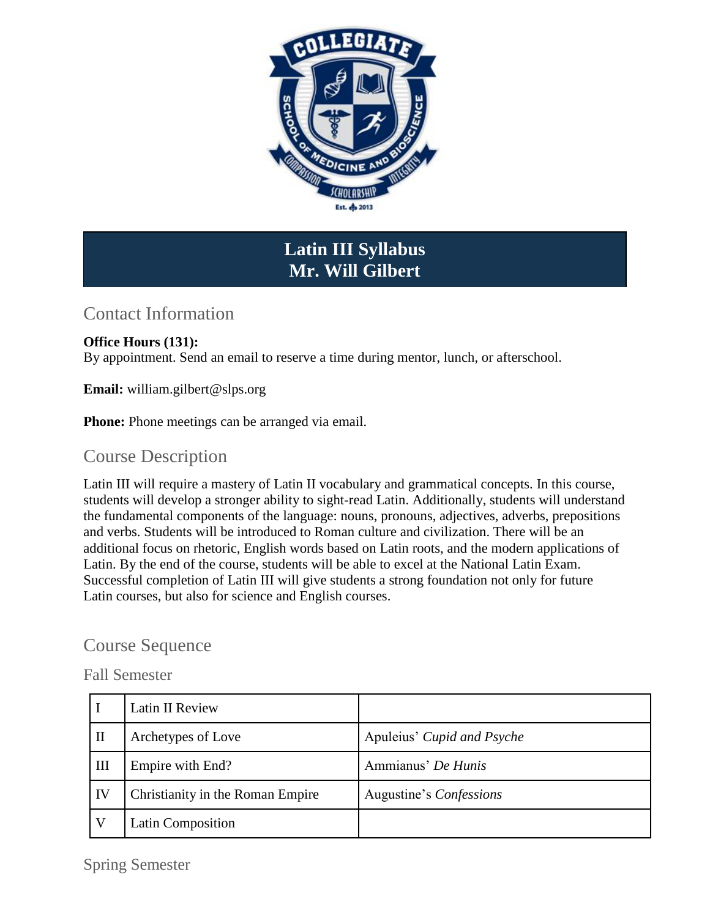# Latin III Syllabus
# Mr. Will Gilbert

## Contact Information

**Office Hours (131):**
By appointment. Send an email to reserve a time during mentor, lunch, or afterschool.

**Email:** william.gilbert@slps.org

**Phone:** Phone meetings can be arranged via email.

## Course Description

Latin III will require a mastery of Latin II vocabulary and grammatical concepts. In this course, students will develop a stronger ability to sight-read Latin. Additionally, students will understand the fundamental components of the language: nouns, pronouns, adjectives, adverbs, prepositions and verbs. Students will be introduced to Roman culture and civilization. There will be an additional focus on rhetoric, English words based on Latin roots, and the modern applications of Latin. By the end of the course, students will be able to excel at the National Latin Exam. Successful completion of Latin III will give students a strong foundation not only for future Latin courses, but also for science and English courses.

## Course Sequence

### Fall Semester

| | | |
|---|---|---|
| I | Latin II Review | |
| II | Archetypes of Love | Apuleius' *Cupid and Psyche* |
| III | Empire with End? | Ammianus' *De Hunis* |
| IV | Christianity in the Roman Empire | Augustine's *Confessions* |
| V | Latin Composition | |

### Spring Semester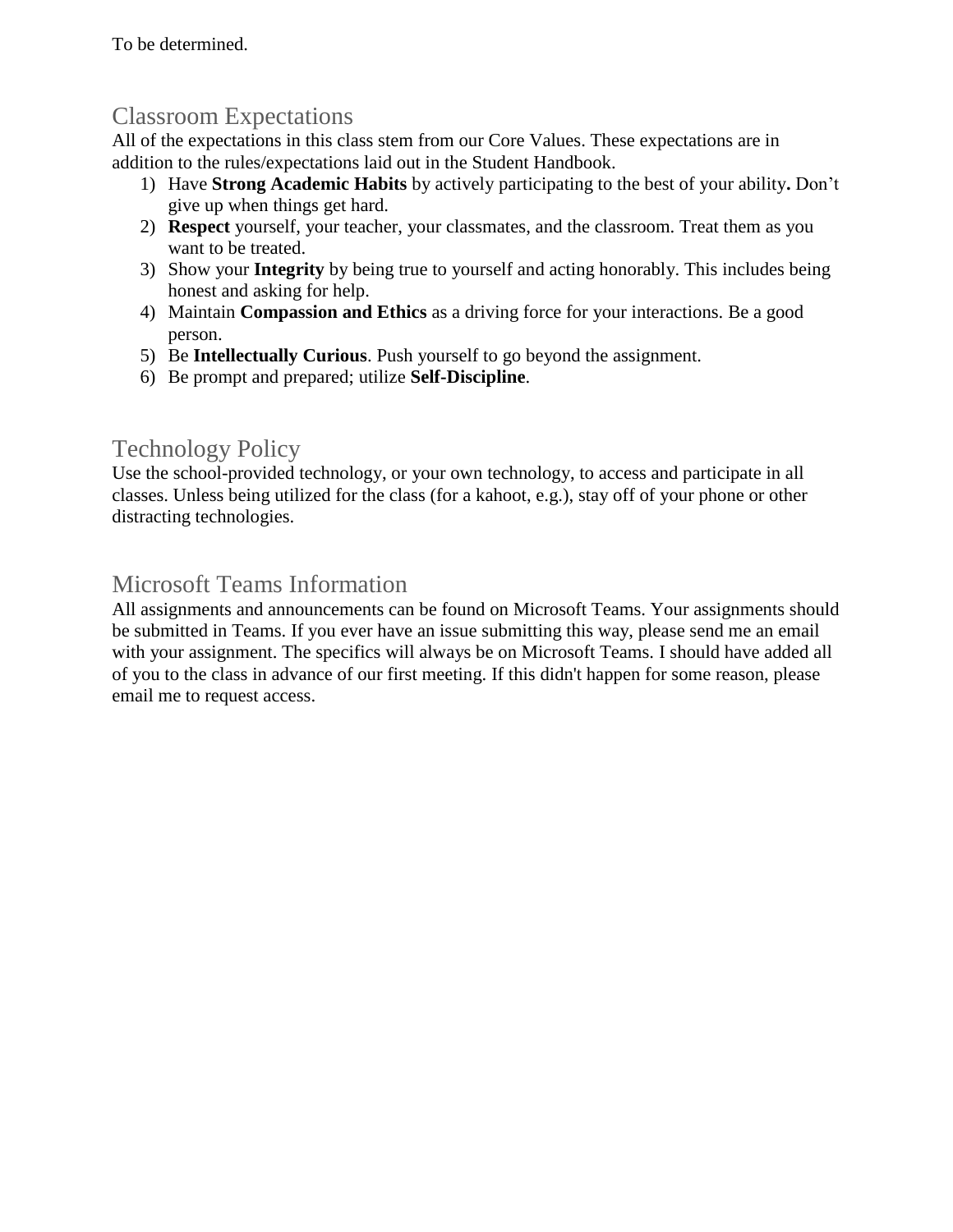To be determined.

## Classroom Expectations

All of the expectations in this class stem from our Core Values. These expectations are in addition to the rules/expectations laid out in the Student Handbook.

1) Have **Strong Academic Habits** by actively participating to the best of your ability**.** Don't give up when things get hard.
2) **Respect** yourself, your teacher, your classmates, and the classroom. Treat them as you want to be treated.
3) Show your **Integrity** by being true to yourself and acting honorably. This includes being honest and asking for help.
4) Maintain **Compassion and Ethics** as a driving force for your interactions. Be a good person.
5) Be **Intellectually Curious**. Push yourself to go beyond the assignment.
6) Be prompt and prepared; utilize **Self-Discipline**.

## Technology Policy

Use the school-provided technology, or your own technology, to access and participate in all classes. Unless being utilized for the class (for a kahoot, e.g.), stay off of your phone or other distracting technologies.

## Microsoft Teams Information

All assignments and announcements can be found on Microsoft Teams. Your assignments should be submitted in Teams. If you ever have an issue submitting this way, please send me an email with your assignment. The specifics will always be on Microsoft Teams. I should have added all of you to the class in advance of our first meeting. If this didn't happen for some reason, please email me to request access.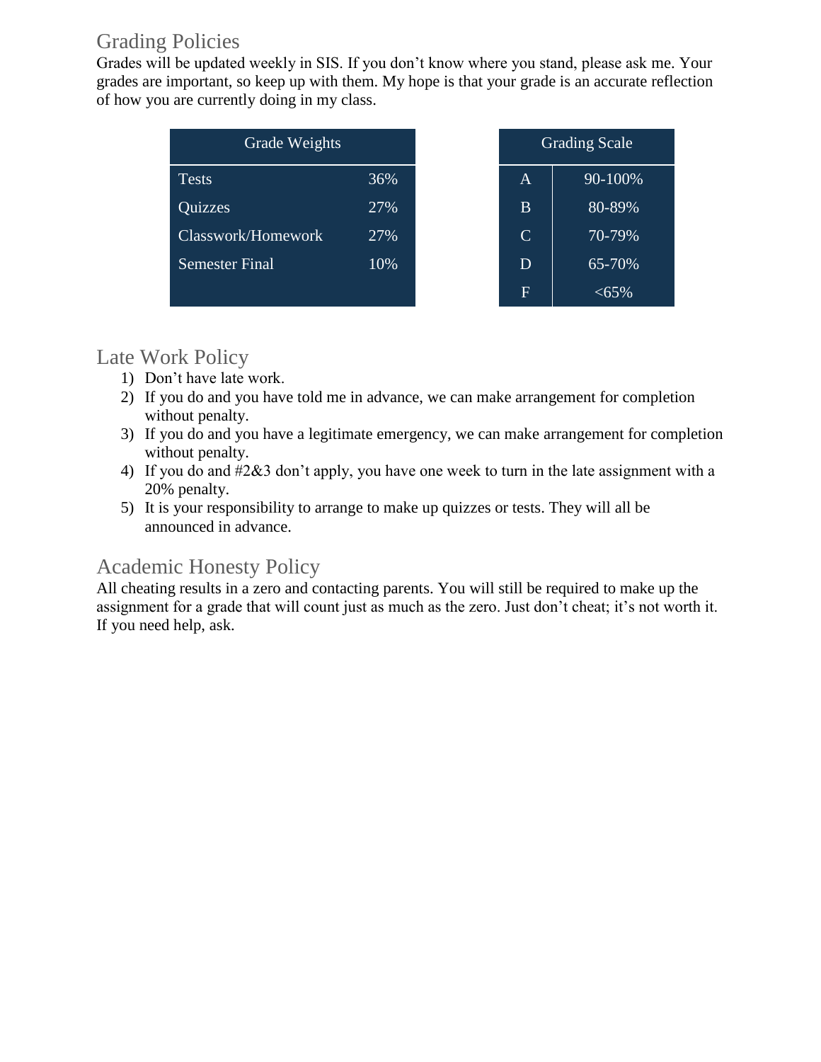## Grading Policies

Grades will be updated weekly in SIS. If you don't know where you stand, please ask me. Your grades are important, so keep up with them. My hope is that your grade is an accurate reflection of how you are currently doing in my class.

| Grade Weights | |
|---|---|
| Tests | 36% |
| Quizzes | 27% |
| Classwork/Homework | 27% |
| Semester Final | 10% |

| Grading Scale | |
|---|---|
| A | 90-100% |
| B | 80-89% |
| C | 70-79% |
| D | 65-70% |
| F | <65% |

## Late Work Policy

1) Don't have late work.
2) If you do and you have told me in advance, we can make arrangement for completion without penalty.
3) If you do and you have a legitimate emergency, we can make arrangement for completion without penalty.
4) If you do and #2&3 don't apply, you have one week to turn in the late assignment with a 20% penalty.
5) It is your responsibility to arrange to make up quizzes or tests. They will all be announced in advance.

## Academic Honesty Policy

All cheating results in a zero and contacting parents. You will still be required to make up the assignment for a grade that will count just as much as the zero. Just don't cheat; it's not worth it. If you need help, ask.